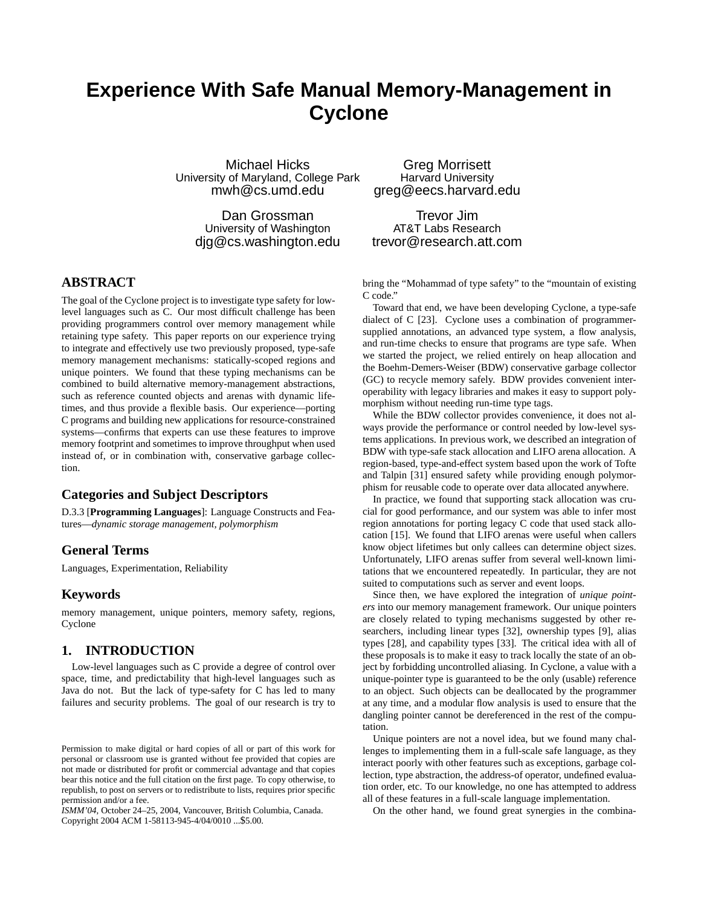# Experience With Safe Manual Memory-Management in Cyclone

Michael Hicks
University of Maryland, College Park
mwh@cs.umd.edu

Greg Morrisett
Harvard University
greg@eecs.harvard.edu

Dan Grossman
University of Washington
djg@cs.washington.edu

Trevor Jim
AT&T Labs Research
trevor@research.att.com

## ABSTRACT

The goal of the Cyclone project is to investigate type safety for low-level languages such as C. Our most difficult challenge has been providing programmers control over memory management while retaining type safety. This paper reports on our experience trying to integrate and effectively use two previously proposed, type-safe memory management mechanisms: statically-scoped regions and unique pointers. We found that these typing mechanisms can be combined to build alternative memory-management abstractions, such as reference counted objects and arenas with dynamic lifetimes, and thus provide a flexible basis. Our experience—porting C programs and building new applications for resource-constrained systems—confirms that experts can use these features to improve memory footprint and sometimes to improve throughput when used instead of, or in combination with, conservative garbage collection.

### Categories and Subject Descriptors

D.3.3 [**Programming Languages**]: Language Constructs and Features—*dynamic storage management, polymorphism*

### General Terms

Languages, Experimentation, Reliability

### Keywords

memory management, unique pointers, memory safety, regions, Cyclone

## 1. INTRODUCTION

Low-level languages such as C provide a degree of control over space, time, and predictability that high-level languages such as Java do not. But the lack of type-safety for C has led to many failures and security problems. The goal of our research is try to bring the "Mohammad of type safety" to the "mountain of existing C code."

Toward that end, we have been developing Cyclone, a type-safe dialect of C [23]. Cyclone uses a combination of programmer-supplied annotations, an advanced type system, a flow analysis, and run-time checks to ensure that programs are type safe. When we started the project, we relied entirely on heap allocation and the Boehm-Demers-Weiser (BDW) conservative garbage collector (GC) to recycle memory safely. BDW provides convenient interoperability with legacy libraries and makes it easy to support polymorphism without needing run-time type tags.

While the BDW collector provides convenience, it does not always provide the performance or control needed by low-level systems applications. In previous work, we described an integration of BDW with type-safe stack allocation and LIFO arena allocation. A region-based, type-and-effect system based upon the work of Tofte and Talpin [31] ensured safety while providing enough polymorphism for reusable code to operate over data allocated anywhere.

In practice, we found that supporting stack allocation was crucial for good performance, and our system was able to infer most region annotations for porting legacy C code that used stack allocation [15]. We found that LIFO arenas were useful when callers know object lifetimes but only callees can determine object sizes. Unfortunately, LIFO arenas suffer from several well-known limitations that we encountered repeatedly. In particular, they are not suited to computations such as server and event loops.

Since then, we have explored the integration of *unique pointers* into our memory management framework. Our unique pointers are closely related to typing mechanisms suggested by other researchers, including linear types [32], ownership types [9], alias types [28], and capability types [33]. The critical idea with all of these proposals is to make it easy to track locally the state of an object by forbidding uncontrolled aliasing. In Cyclone, a value with a unique-pointer type is guaranteed to be the only (usable) reference to an object. Such objects can be deallocated by the programmer at any time, and a modular flow analysis is used to ensure that the dangling pointer cannot be dereferenced in the rest of the computation.

Unique pointers are not a novel idea, but we found many challenges to implementing them in a full-scale safe language, as they interact poorly with other features such as exceptions, garbage collection, type abstraction, the address-of operator, undefined evaluation order, etc. To our knowledge, no one has attempted to address all of these features in a full-scale language implementation.

On the other hand, we found great synergies in the combina-

Permission to make digital or hard copies of all or part of this work for personal or classroom use is granted without fee provided that copies are not made or distributed for profit or commercial advantage and that copies bear this notice and the full citation on the first page. To copy otherwise, to republish, to post on servers or to redistribute to lists, requires prior specific permission and/or a fee.
*ISMM'04*, October 24–25, 2004, Vancouver, British Columbia, Canada.
Copyright 2004 ACM 1-58113-945-4/04/0010 ...$5.00.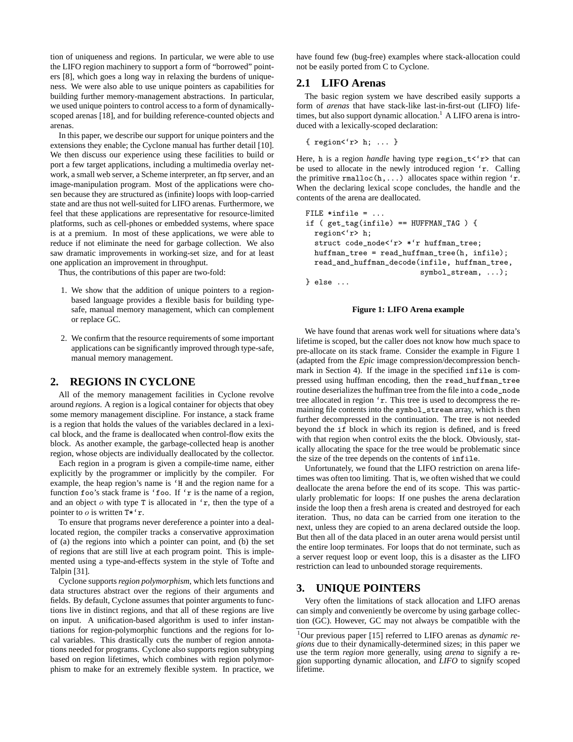tion of uniqueness and regions. In particular, we were able to use the LIFO region machinery to support a form of "borrowed" pointers [8], which goes a long way in relaxing the burdens of uniqueness. We were also able to use unique pointers as capabilities for building further memory-management abstractions. In particular, we used unique pointers to control access to a form of dynamically-scoped arenas [18], and for building reference-counted objects and arenas.

In this paper, we describe our support for unique pointers and the extensions they enable; the Cyclone manual has further detail [10]. We then discuss our experience using these facilities to build or port a few target applications, including a multimedia overlay network, a small web server, a Scheme interpreter, an ftp server, and an image-manipulation program. Most of the applications were chosen because they are structured as (infinite) loops with loop-carried state and are thus not well-suited for LIFO arenas. Furthermore, we feel that these applications are representative for resource-limited platforms, such as cell-phones or embedded systems, where space is at a premium. In most of these applications, we were able to reduce if not eliminate the need for garbage collection. We also saw dramatic improvements in working-set size, and for at least one application an improvement in throughput.

Thus, the contributions of this paper are two-fold:

1. We show that the addition of unique pointers to a region-based language provides a flexible basis for building type-safe, manual memory management, which can complement or replace GC.
2. We confirm that the resource requirements of some important applications can be significantly improved through type-safe, manual memory management.

## 2. REGIONS IN CYCLONE

All of the memory management facilities in Cyclone revolve around *regions*. A region is a logical container for objects that obey some memory management discipline. For instance, a stack frame is a region that holds the values of the variables declared in a lexical block, and the frame is deallocated when control-flow exits the block. As another example, the garbage-collected heap is another region, whose objects are individually deallocated by the collector.

Each region in a program is given a compile-time name, either explicitly by the programmer or implicitly by the compiler. For example, the heap region's name is `H and the region name for a function foo's stack frame is `foo. If `r is the name of a region, and an object $o$ with type T is allocated in `r, then the type of a pointer to $o$ is written T*`r.

To ensure that programs never dereference a pointer into a deallocated region, the compiler tracks a conservative approximation of (a) the regions into which a pointer can point, and (b) the set of regions that are still live at each program point. This is implemented using a type-and-effects system in the style of Tofte and Talpin [31].

Cyclone supports *region polymorphism*, which lets functions and data structures abstract over the regions of their arguments and fields. By default, Cyclone assumes that pointer arguments to functions live in distinct regions, and that all of these regions are live on input. A unification-based algorithm is used to infer instantiations for region-polymorphic functions and the regions for local variables. This drastically cuts the number of region annotations needed for programs. Cyclone also supports region subtyping based on region lifetimes, which combines with region polymorphism to make for an extremely flexible system. In practice, we have found few (bug-free) examples where stack-allocation could not be easily ported from C to Cyclone.

### 2.1 LIFO Arenas

The basic region system we have described easily supports a form of *arenas* that have stack-like last-in-first-out (LIFO) lifetimes, but also support dynamic allocation.[1] A LIFO arena is introduced with a lexically-scoped declaration:

```
{ region<`r> h; ... }
```

Here, h is a region *handle* having type region_t<`r> that can be used to allocate in the newly introduced region `r. Calling the primitive rmalloc(h,...) allocates space within region `r. When the declaring lexical scope concludes, the handle and the contents of the arena are deallocated.

```
FILE *infile = ...
if ( get_tag(infile) == HUFFMAN_TAG ) {
  region<`r> h;
  struct code_node<`r> *`r huffman_tree;
  huffman_tree = read_huffman_tree(h, infile);
  read_and_huffman_decode(infile, huffman_tree,
                          symbol_stream, ...);
} else ...
```

**Figure 1: LIFO Arena example**

We have found that arenas work well for situations where data's lifetime is scoped, but the caller does not know how much space to pre-allocate on its stack frame. Consider the example in Figure 1 (adapted from the *Epic* image compression/decompression benchmark in Section 4). If the image in the specified infile is compressed using huffman encoding, then the read_huffman_tree routine deserializes the huffman tree from the file into a code_node tree allocated in region `r. This tree is used to decompress the remaining file contents into the symbol_stream array, which is then further decompressed in the continuation. The tree is not needed beyond the if block in which its region is defined, and is freed with that region when control exits the the block. Obviously, statically allocating the space for the tree would be problematic since the size of the tree depends on the contents of infile.

Unfortunately, we found that the LIFO restriction on arena lifetimes was often too limiting. That is, we often wished that we could deallocate the arena before the end of its scope. This was particularly problematic for loops: If one pushes the arena declaration inside the loop then a fresh arena is created and destroyed for each iteration. Thus, no data can be carried from one iteration to the next, unless they are copied to an arena declared outside the loop. But then all of the data placed in an outer arena would persist until the entire loop terminates. For loops that do not terminate, such as a server request loop or event loop, this is a disaster as the LIFO restriction can lead to unbounded storage requirements.

## 3. UNIQUE POINTERS

Very often the limitations of stack allocation and LIFO arenas can simply and conveniently be overcome by using garbage collection (GC). However, GC may not always be compatible with the

[1] Our previous paper [15] referred to LIFO arenas as *dynamic regions* due to their dynamically-determined sizes; in this paper we use the term *region* more generally, using *arena* to signify a region supporting dynamic allocation, and *LIFO* to signify scoped lifetime.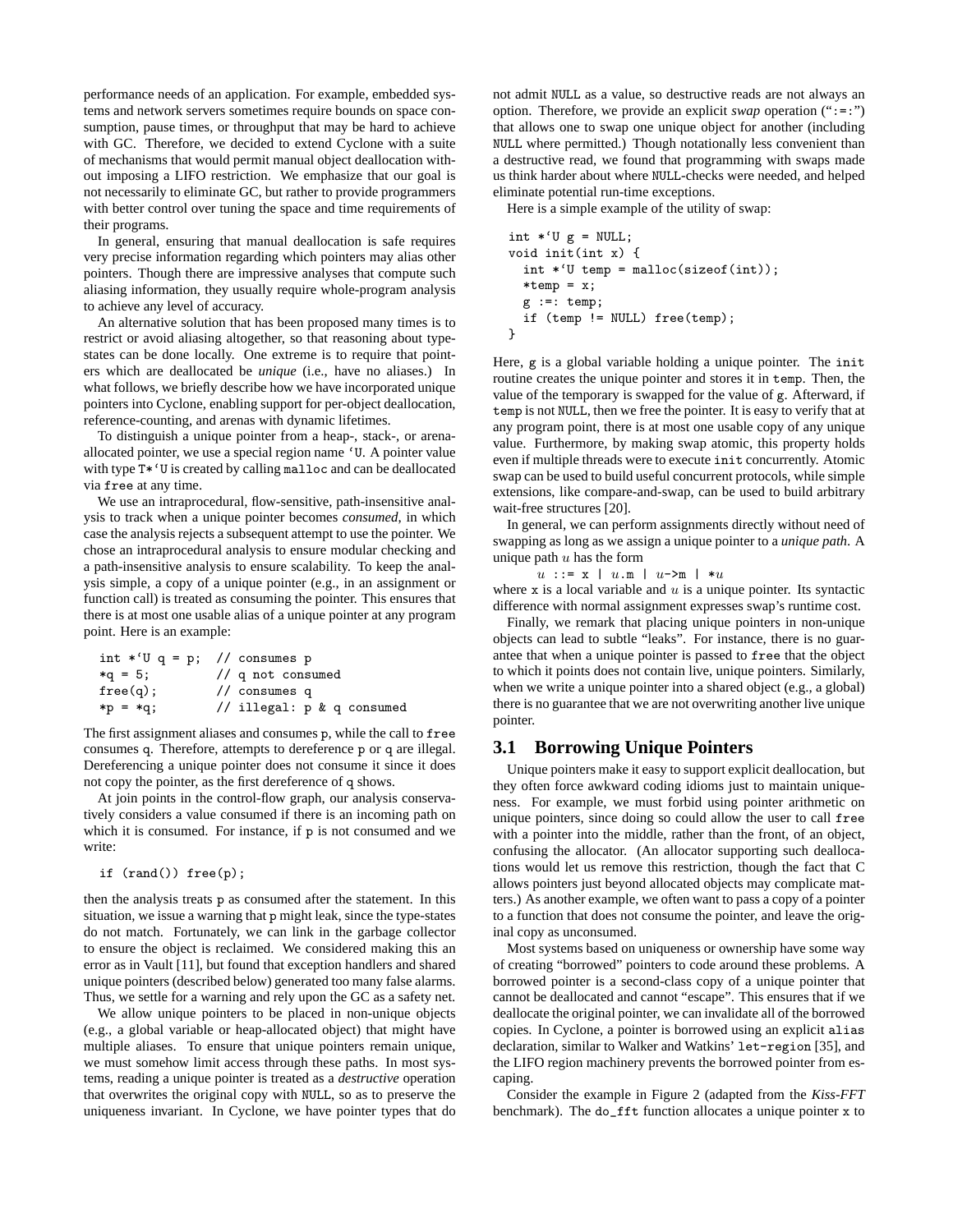performance needs of an application. For example, embedded systems and network servers sometimes require bounds on space consumption, pause times, or throughput that may be hard to achieve with GC. Therefore, we decided to extend Cyclone with a suite of mechanisms that would permit manual object deallocation without imposing a LIFO restriction. We emphasize that our goal is not necessarily to eliminate GC, but rather to provide programmers with better control over tuning the space and time requirements of their programs.

In general, ensuring that manual deallocation is safe requires very precise information regarding which pointers may alias other pointers. Though there are impressive analyses that compute such aliasing information, they usually require whole-program analysis to achieve any level of accuracy.

An alternative solution that has been proposed many times is to restrict or avoid aliasing altogether, so that reasoning about typestates can be done locally. One extreme is to require that pointers which are deallocated be *unique* (i.e., have no aliases.) In what follows, we briefly describe how we have incorporated unique pointers into Cyclone, enabling support for per-object deallocation, reference-counting, and arenas with dynamic lifetimes.

To distinguish a unique pointer from a heap-, stack-, or arena-allocated pointer, we use a special region name `‘U`. A pointer value with type `T*‘U` is created by calling `malloc` and can be deallocated via `free` at any time.

We use an intraprocedural, flow-sensitive, path-insensitive analysis to track when a unique pointer becomes *consumed*, in which case the analysis rejects a subsequent attempt to use the pointer. We chose an intraprocedural analysis to ensure modular checking and a path-insensitive analysis to ensure scalability. To keep the analysis simple, a copy of a unique pointer (e.g., in an assignment or function call) is treated as consuming the pointer. This ensures that there is at most one usable alias of a unique pointer at any program point. Here is an example:

```
int *‘U q = p;  // consumes p
*q = 5;         // q not consumed
free(q);        // consumes q
*p = *q;        // illegal: p & q consumed
```

The first assignment aliases and consumes `p`, while the call to `free` consumes `q`. Therefore, attempts to dereference `p` or `q` are illegal. Dereferencing a unique pointer does not consume it since it does not copy the pointer, as the first dereference of `q` shows.

At join points in the control-flow graph, our analysis conservatively considers a value consumed if there is an incoming path on which it is consumed. For instance, if `p` is not consumed and we write:

```
if (rand()) free(p);
```

then the analysis treats `p` as consumed after the statement. In this situation, we issue a warning that `p` might leak, since the type-states do not match. Fortunately, we can link in the garbage collector to ensure the object is reclaimed. We considered making this an error as in Vault [11], but found that exception handlers and shared unique pointers (described below) generated too many false alarms. Thus, we settle for a warning and rely upon the GC as a safety net.

We allow unique pointers to be placed in non-unique objects (e.g., a global variable or heap-allocated object) that might have multiple aliases. To ensure that unique pointers remain unique, we must somehow limit access through these paths. In most systems, reading a unique pointer is treated as a *destructive* operation that overwrites the original copy with `NULL`, so as to preserve the uniqueness invariant. In Cyclone, we have pointer types that do not admit `NULL` as a value, so destructive reads are not always an option. Therefore, we provide an explicit *swap* operation (“`:=:`”) that allows one to swap one unique object for another (including `NULL` where permitted.) Though notationally less convenient than a destructive read, we found that programming with swaps made us think harder about where `NULL`-checks were needed, and helped eliminate potential run-time exceptions.

Here is a simple example of the utility of swap:

```
int *‘U g = NULL;
void init(int x) {
  int *‘U temp = malloc(sizeof(int));
  *temp = x;
  g :=: temp;
  if (temp != NULL) free(temp);
}
```

Here, `g` is a global variable holding a unique pointer. The `init` routine creates the unique pointer and stores it in `temp`. Then, the value of the temporary is swapped for the value of `g`. Afterward, if `temp` is not `NULL`, then we free the pointer. It is easy to verify that at any program point, there is at most one usable copy of any unique value. Furthermore, by making swap atomic, this property holds even if multiple threads were to execute `init` concurrently. Atomic swap can be used to build useful concurrent protocols, while simple extensions, like compare-and-swap, can be used to build arbitrary wait-free structures [20].

In general, we can perform assignments directly without need of swapping as long as we assign a unique pointer to a *unique path*. A unique path $u$ has the form

$u$ ::= `x` | $u$`.m` | $u$`->m` | `*`$u$

where `x` is a local variable and $u$ is a unique pointer. Its syntactic difference with normal assignment expresses swap’s runtime cost.

Finally, we remark that placing unique pointers in non-unique objects can lead to subtle “leaks”. For instance, there is no guarantee that when a unique pointer is passed to `free` that the object to which it points does not contain live, unique pointers. Similarly, when we write a unique pointer into a shared object (e.g., a global) there is no guarantee that we are not overwriting another live unique pointer.

## 3.1 Borrowing Unique Pointers

Unique pointers make it easy to support explicit deallocation, but they often force awkward coding idioms just to maintain uniqueness. For example, we must forbid using pointer arithmetic on unique pointers, since doing so could allow the user to call `free` with a pointer into the middle, rather than the front, of an object, confusing the allocator. (An allocator supporting such deallocations would let us remove this restriction, though the fact that C allows pointers just beyond allocated objects may complicate matters.) As another example, we often want to pass a copy of a pointer to a function that does not consume the pointer, and leave the original copy as unconsumed.

Most systems based on uniqueness or ownership have some way of creating “borrowed” pointers to code around these problems. A borrowed pointer is a second-class copy of a unique pointer that cannot be deallocated and cannot “escape”. This ensures that if we deallocate the original pointer, we can invalidate all of the borrowed copies. In Cyclone, a pointer is borrowed using an explicit `alias` declaration, similar to Walker and Watkins’ `let-region` [35], and the LIFO region machinery prevents the borrowed pointer from escaping.

Consider the example in Figure 2 (adapted from the *Kiss-FFT* benchmark). The `do_fft` function allocates a unique pointer `x` to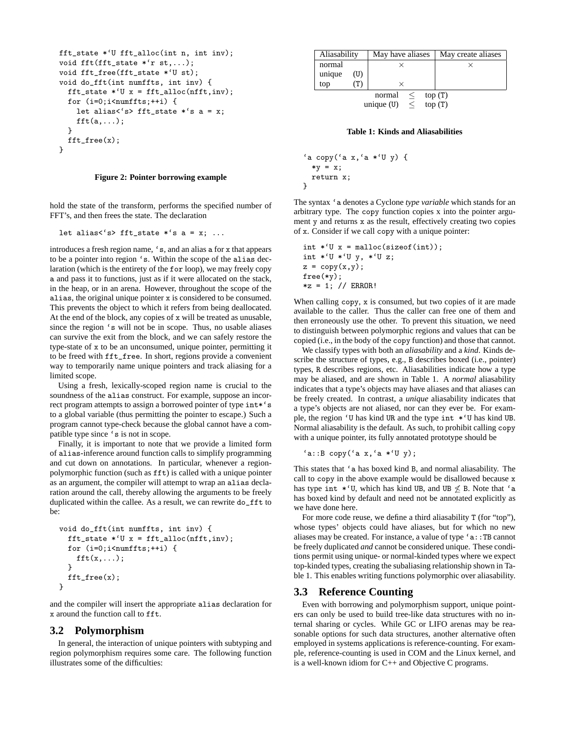```
fft_state *`U fft_alloc(int n, int inv);
void fft(fft_state *`r st,...);
void fft_free(fft_state *`U st);
void do_fft(int numffts, int inv) {
  fft_state *`U x = fft_alloc(nfft,inv);
  for (i=0;i<numffts;++i) {
    let alias<`s> fft_state *`s a = x;
    fft(a,...);
  }
  fft_free(x);
}
```

**Figure 2: Pointer borrowing example**

hold the state of the transform, performs the specified number of FFT's, and then frees the state. The declaration

```
let alias<`s> fft_state *`s a = x; ...
```

introduces a fresh region name, `` `s ``, and an alias `a` for `x` that appears to be a pointer into region `` `s ``. Within the scope of the `alias` declaration (which is the entirety of the `for` loop), we may freely copy `a` and pass it to functions, just as if it were allocated on the stack, in the heap, or in an arena. However, throughout the scope of the `alias`, the original unique pointer `x` is considered to be consumed. This prevents the object to which it refers from being deallocated. At the end of the block, any copies of `x` will be treated as unusable, since the region `` `s `` will not be in scope. Thus, no usable aliases can survive the exit from the block, and we can safely restore the type-state of `x` to be an unconsumed, unique pointer, permitting it to be freed with `fft_free`. In short, regions provide a convenient way to temporarily name unique pointers and track aliasing for a limited scope.

Using a fresh, lexically-scoped region name is crucial to the soundness of the `alias` construct. For example, suppose an incorrect program attempts to assign a borrowed pointer of type `` int*`s `` to a global variable (thus permitting the pointer to escape.) Such a program cannot type-check because the global cannot have a compatible type since `` `s `` is not in scope.

Finally, it is important to note that we provide a limited form of `alias`-inference around function calls to simplify programming and cut down on annotations. In particular, whenever a region-polymorphic function (such as `fft`) is called with a unique pointer as an argument, the compiler will attempt to wrap an `alias` declaration around the call, thereby allowing the arguments to be freely duplicated within the callee. As a result, we can rewrite `do_fft` to be:

```
void do_fft(int numffts, int inv) {
  fft_state *`U x = fft_alloc(nfft,inv);
  for (i=0;i<numffts;++i) {
    fft(x,...);
  }
  fft_free(x);
}
```

and the compiler will insert the appropriate `alias` declaration for `x` around the function call to `fft`.

## 3.2 Polymorphism

In general, the interaction of unique pointers with subtyping and region polymorphism requires some care. The following function illustrates some of the difficulties:

| Aliasability | | May have aliases | May create aliases |
|---|---|---|---|
| normal | | × | × |
| unique | (U) | | |
| top | (T) | × | |

normal $\leq$ top (T)
unique (U) $\leq$ top (T)

**Table 1: Kinds and Aliasabilities**

```
`a copy(`a x,`a *`U y) {
  *y = x;
  return x;
}
```

The syntax `` `a `` denotes a Cyclone *type variable* which stands for an arbitrary type. The `copy` function copies `x` into the pointer argument `y` and returns `x` as the result, effectively creating two copies of `x`. Consider if we call `copy` with a unique pointer:

```
int *`U x = malloc(sizeof(int));
int *`U *`U y, *`U z;
z = copy(x,y);
free(*y);
*z = 1; // ERROR!
```

When calling `copy`, `x` is consumed, but two copies of it are made available to the caller. Thus the caller can free one of them and then erroneously use the other. To prevent this situation, we need to distinguish between polymorphic regions and values that can be copied (i.e., in the body of the `copy` function) and those that cannot.

We classify types with both an *aliasability* and a *kind*. Kinds describe the structure of types, e.g., `B` describes boxed (i.e., pointer) types, `R` describes regions, etc. Aliasabilities indicate how a type may be aliased, and are shown in Table 1. A *normal* aliasability indicates that a type's objects may have aliases and that aliases can be freely created. In contrast, a *unique* aliasability indicates that a type's objects are not aliased, nor can they ever be. For example, the region `` `U `` has kind `UR` and the type `` int *`U `` has kind `UB`. Normal aliasability is the default. As such, to prohibit calling `copy` with a unique pointer, its fully annotated prototype should be

```
`a::B copy(`a x,`a *`U y);
```

This states that `` `a `` has boxed kind `B`, and normal aliasability. The call to `copy` in the above example would be disallowed because `x` has type `` int *`U ``, which has kind `UB`, and $\texttt{UB} \not\leq \texttt{B}$. Note that `` `a `` has boxed kind by default and need not be annotated explicitly as we have done here.

For more code reuse, we define a third aliasability `T` (for "top"), whose types' objects could have aliases, but for which no new aliases may be created. For instance, a value of type `` `a::TB `` cannot be freely duplicated *and* cannot be considered unique. These conditions permit using unique- or normal-kinded types where we expect top-kinded types, creating the subaliasing relationship shown in Table 1. This enables writing functions polymorphic over aliasability.

## 3.3 Reference Counting

Even with borrowing and polymorphism support, unique pointers can only be used to build tree-like data structures with no internal sharing or cycles. While GC or LIFO arenas may be reasonable options for such data structures, another alternative often employed in systems applications is reference-counting. For example, reference-counting is used in COM and the Linux kernel, and is a well-known idiom for C++ and Objective C programs.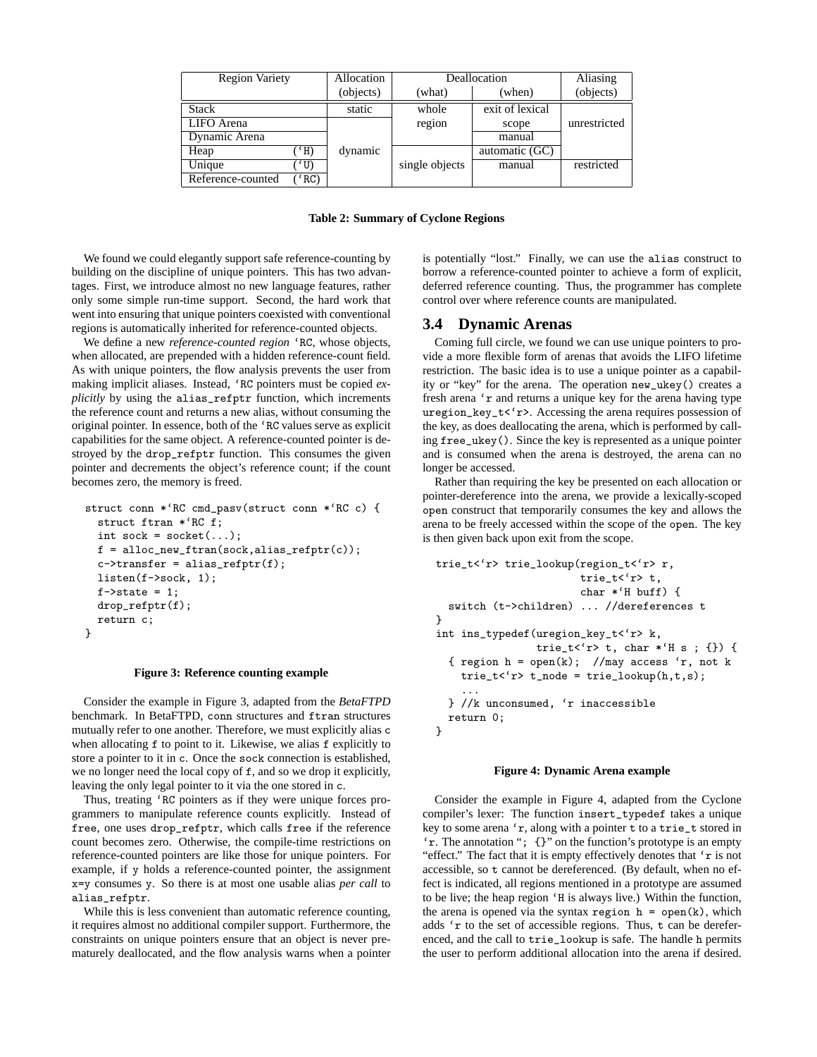| Region Variety | | Allocation | Deallocation | | Aliasing |
|---|---|---|---|---|---|
| | | (objects) | (what) | (when) | (objects) |
| Stack | | static | whole region | exit of lexical scope | unrestricted |
| LIFO Arena | | dynamic | whole region | exit of lexical scope | unrestricted |
| Dynamic Arena | | dynamic | whole region | manual | unrestricted |
| Heap | (‘H) | dynamic | single objects | automatic (GC) | unrestricted |
| Unique | (‘U) | dynamic | single objects | manual | restricted |
| Reference-counted | (‘RC) | dynamic | single objects | manual | restricted |

**Table 2: Summary of Cyclone Regions**

We found we could elegantly support safe reference-counting by building on the discipline of unique pointers. This has two advantages. First, we introduce almost no new language features, rather only some simple run-time support. Second, the hard work that went into ensuring that unique pointers coexisted with conventional regions is automatically inherited for reference-counted objects.

We define a new *reference-counted region* `‘RC`, whose objects, when allocated, are prepended with a hidden reference-count field. As with unique pointers, the flow analysis prevents the user from making implicit aliases. Instead, `‘RC` pointers must be copied *explicitly* by using the `alias_refptr` function, which increments the reference count and returns a new alias, without consuming the original pointer. In essence, both of the `‘RC` values serve as explicit capabilities for the same object. A reference-counted pointer is destroyed by the `drop_refptr` function. This consumes the given pointer and decrements the object's reference count; if the count becomes zero, the memory is freed.

```
struct conn *‘RC cmd_pasv(struct conn *‘RC c) {
  struct ftran *‘RC f;
  int sock = socket(...);
  f = alloc_new_ftran(sock,alias_refptr(c));
  c->transfer = alias_refptr(f);
  listen(f->sock, 1);
  f->state = 1;
  drop_refptr(f);
  return c;
}
```

**Figure 3: Reference counting example**

Consider the example in Figure 3, adapted from the *BetaFTPD* benchmark. In BetaFTPD, `conn` structures and `ftran` structures mutually refer to one another. Therefore, we must explicitly alias `c` when allocating `f` to point to it. Likewise, we alias `f` explicitly to store a pointer to it in `c`. Once the `sock` connection is established, we no longer need the local copy of `f`, and so we drop it explicitly, leaving the only legal pointer to it via the one stored in `c`.

Thus, treating `‘RC` pointers as if they were unique forces programmers to manipulate reference counts explicitly. Instead of `free`, one uses `drop_refptr`, which calls `free` if the reference count becomes zero. Otherwise, the compile-time restrictions on reference-counted pointers are like those for unique pointers. For example, if `y` holds a reference-counted pointer, the assignment `x=y` consumes `y`. So there is at most one usable alias *per call* to `alias_refptr`.

While this is less convenient than automatic reference counting, it requires almost no additional compiler support. Furthermore, the constraints on unique pointers ensure that an object is never prematurely deallocated, and the flow analysis warns when a pointer is potentially "lost." Finally, we can use the `alias` construct to borrow a reference-counted pointer to achieve a form of explicit, deferred reference counting. Thus, the programmer has complete control over where reference counts are manipulated.

## 3.4 Dynamic Arenas

Coming full circle, we found we can use unique pointers to provide a more flexible form of arenas that avoids the LIFO lifetime restriction. The basic idea is to use a unique pointer as a capability or "key" for the arena. The operation `new_ukey()` creates a fresh arena `‘r` and returns a unique key for the arena having type `uregion_key_t<‘r>`. Accessing the arena requires possession of the key, as does deallocating the arena, which is performed by calling `free_ukey()`. Since the key is represented as a unique pointer and is consumed when the arena is destroyed, the arena can no longer be accessed.

Rather than requiring the key be presented on each allocation or pointer-dereference into the arena, we provide a lexically-scoped `open` construct that temporarily consumes the key and allows the arena to be freely accessed within the scope of the `open`. The key is then given back upon exit from the scope.

```
trie_t<‘r> trie_lookup(region_t<‘r> r,
                       trie_t<‘r> t,
                       char *‘H buff) {
  switch (t->children) ... //dereferences t
}
int ins_typedef(uregion_key_t<‘r> k,
                trie_t<‘r> t, char *‘H s ; {}) {
  { region h = open(k);  //may access ‘r, not k
    trie_t<‘r> t_node = trie_lookup(h,t,s);
    ...
  } //k unconsumed, ‘r inaccessible
  return 0;
}
```

**Figure 4: Dynamic Arena example**

Consider the example in Figure 4, adapted from the Cyclone compiler's lexer: The function `insert_typedef` takes a unique key to some arena `‘r`, along with a pointer `t` to a `trie_t` stored in `‘r`. The annotation "`; {}`" on the function's prototype is an empty "effect." The fact that it is empty effectively denotes that `‘r` is not accessible, so `t` cannot be dereferenced. (By default, when no effect is indicated, all regions mentioned in a prototype are assumed to be live; the heap region `‘H` is always live.) Within the function, the arena is opened via the syntax `region h = open(k)`, which adds `‘r` to the set of accessible regions. Thus, `t` can be dereferenced, and the call to `trie_lookup` is safe. The handle `h` permits the user to perform additional allocation into the arena if desired.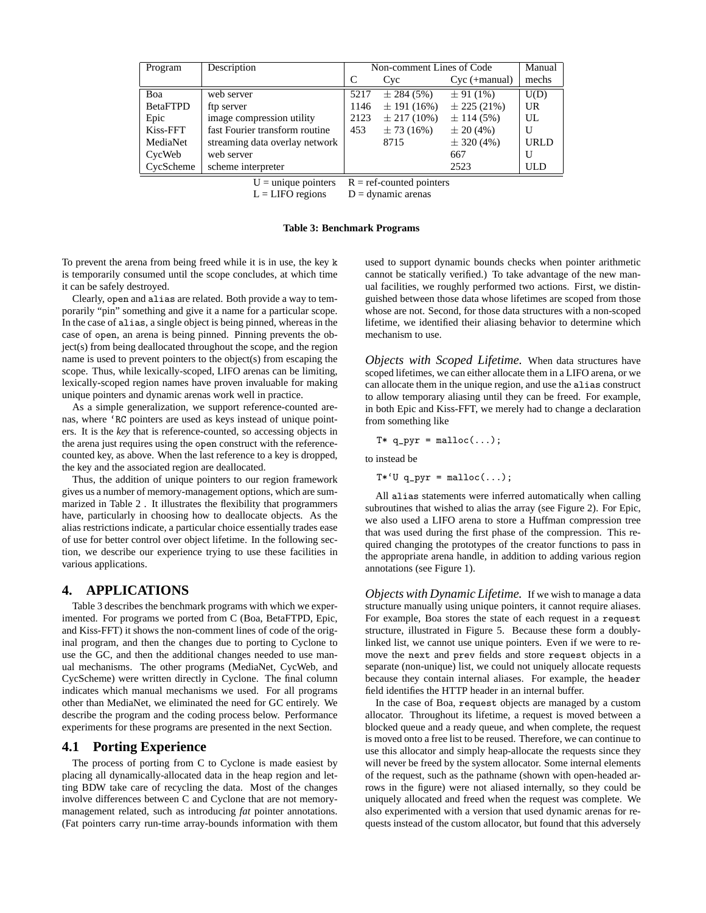| Program | Description | Non-comment Lines of Code | | | Manual |
|---|---|---|---|---|---|
| | | C | Cyc | Cyc (+manual) | mechs |
| Boa | web server | 5217 | ± 284 (5%) | ± 91 (1%) | U(D) |
| BetaFTPD | ftp server | 1146 | ± 191 (16%) | ± 225 (21%) | UR |
| Epic | image compression utility | 2123 | ± 217 (10%) | ± 114 (5%) | UL |
| Kiss-FFT | fast Fourier transform routine | 453 | ± 73 (16%) | ± 20 (4%) | U |
| MediaNet | streaming data overlay network | | 8715 | ± 320 (4%) | URLD |
| CycWeb | web server | | | 667 | U |
| CycScheme | scheme interpreter | | | 2523 | ULD |

U = unique pointers R = ref-counted pointers
L = LIFO regions D = dynamic arenas

**Table 3: Benchmark Programs**

To prevent the arena from being freed while it is in use, the key `k` is temporarily consumed until the scope concludes, at which time it can be safely destroyed.

Clearly, `open` and `alias` are related. Both provide a way to temporarily "pin" something and give it a name for a particular scope. In the case of `alias`, a single object is being pinned, whereas in the case of `open`, an arena is being pinned. Pinning prevents the object(s) from being deallocated throughout the scope, and the region name is used to prevent pointers to the object(s) from escaping the scope. Thus, while lexically-scoped, LIFO arenas can be limiting, lexically-scoped region names have proven invaluable for making unique pointers and dynamic arenas work well in practice.

As a simple generalization, we support reference-counted arenas, where `'RC` pointers are used as keys instead of unique pointers. It is the *key* that is reference-counted, so accessing objects in the arena just requires using the `open` construct with the reference-counted key, as above. When the last reference to a key is dropped, the key and the associated region are deallocated.

Thus, the addition of unique pointers to our region framework gives us a number of memory-management options, which are summarized in Table 2 . It illustrates the flexibility that programmers have, particularly in choosing how to deallocate objects. As the alias restrictions indicate, a particular choice essentially trades ease of use for better control over object lifetime. In the following section, we describe our experience trying to use these facilities in various applications.

## 4. APPLICATIONS

Table 3 describes the benchmark programs with which we experimented. For programs we ported from C (Boa, BetaFTPD, Epic, and Kiss-FFT) it shows the non-comment lines of code of the original program, and then the changes due to porting to Cyclone to use the GC, and then the additional changes needed to use manual mechanisms. The other programs (MediaNet, CycWeb, and CycScheme) were written directly in Cyclone. The final column indicates which manual mechanisms we used. For all programs other than MediaNet, we eliminated the need for GC entirely. We describe the program and the coding process below. Performance experiments for these programs are presented in the next Section.

### 4.1 Porting Experience

The process of porting from C to Cyclone is made easiest by placing all dynamically-allocated data in the heap region and letting BDW take care of recycling the data. Most of the changes involve differences between C and Cyclone that are not memory-management related, such as introducing *fat* pointer annotations. (Fat pointers carry run-time array-bounds information with them used to support dynamic bounds checks when pointer arithmetic cannot be statically verified.) To take advantage of the new manual facilities, we roughly performed two actions. First, we distinguished between those data whose lifetimes are scoped from those whose are not. Second, for those data structures with a non-scoped lifetime, we identified their aliasing behavior to determine which mechanism to use.

*Objects with Scoped Lifetime.* When data structures have scoped lifetimes, we can either allocate them in a LIFO arena, or we can allocate them in the unique region, and use the `alias` construct to allow temporary aliasing until they can be freed. For example, in both Epic and Kiss-FFT, we merely had to change a declaration from something like

```
T* q_pyr = malloc(...);
```

to instead be

```
T*'U q_pyr = malloc(...);
```

All `alias` statements were inferred automatically when calling subroutines that wished to alias the array (see Figure 2). For Epic, we also used a LIFO arena to store a Huffman compression tree that was used during the first phase of the compression. This required changing the prototypes of the creator functions to pass in the appropriate arena handle, in addition to adding various region annotations (see Figure 1).

*Objects with Dynamic Lifetime.* If we wish to manage a data structure manually using unique pointers, it cannot require aliases. For example, Boa stores the state of each request in a `request` structure, illustrated in Figure 5. Because these form a doubly-linked list, we cannot use unique pointers. Even if we were to remove the `next` and `prev` fields and store `request` objects in a separate (non-unique) list, we could not uniquely allocate requests because they contain internal aliases. For example, the `header` field identifies the HTTP header in an internal buffer.

In the case of Boa, `request` objects are managed by a custom allocator. Throughout its lifetime, a request is moved between a blocked queue and a ready queue, and when complete, the request is moved onto a free list to be reused. Therefore, we can continue to use this allocator and simply heap-allocate the requests since they will never be freed by the system allocator. Some internal elements of the request, such as the pathname (shown with open-headed arrows in the figure) were not aliased internally, so they could be uniquely allocated and freed when the request was complete. We also experimented with a version that used dynamic arenas for requests instead of the custom allocator, but found that this adversely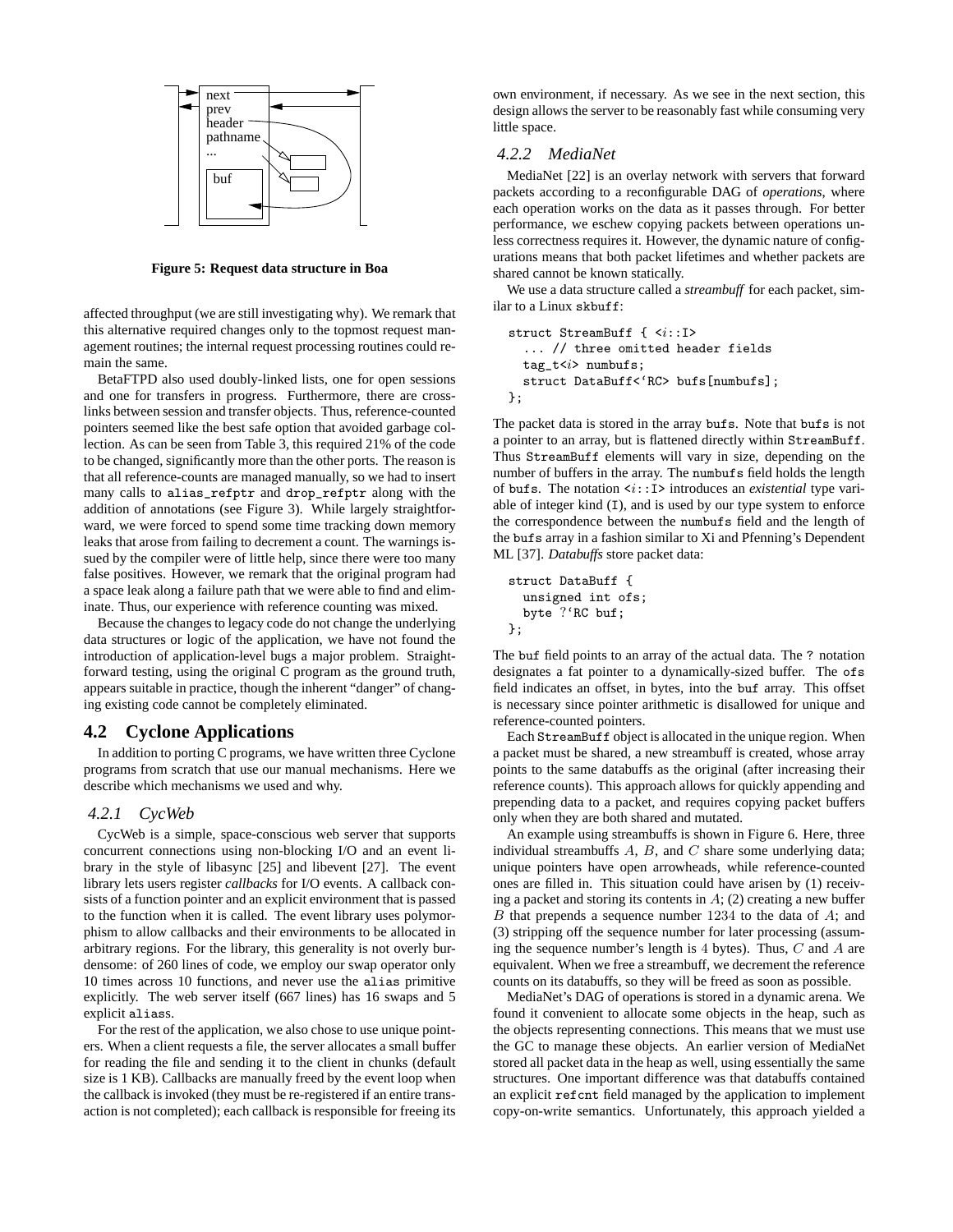Figure 5: Request data structure in Boa

affected throughput (we are still investigating why). We remark that this alternative required changes only to the topmost request management routines; the internal request processing routines could remain the same.

BetaFTPD also used doubly-linked lists, one for open sessions and one for transfers in progress. Furthermore, there are cross-links between session and transfer objects. Thus, reference-counted pointers seemed like the best safe option that avoided garbage collection. As can be seen from Table 3, this required 21% of the code to be changed, significantly more than the other ports. The reason is that all reference-counts are managed manually, so we had to insert many calls to `alias_refptr` and `drop_refptr` along with the addition of annotations (see Figure 3). While largely straightforward, we were forced to spend some time tracking down memory leaks that arose from failing to decrement a count. The warnings issued by the compiler were of little help, since there were too many false positives. However, we remark that the original program had a space leak along a failure path that we were able to find and eliminate. Thus, our experience with reference counting was mixed.

Because the changes to legacy code do not change the underlying data structures or logic of the application, we have not found the introduction of application-level bugs a major problem. Straightforward testing, using the original C program as the ground truth, appears suitable in practice, though the inherent "danger" of changing existing code cannot be completely eliminated.

## 4.2 Cyclone Applications

In addition to porting C programs, we have written three Cyclone programs from scratch that use our manual mechanisms. Here we describe which mechanisms we used and why.

### 4.2.1 CycWeb

CycWeb is a simple, space-conscious web server that supports concurrent connections using non-blocking I/O and an event library in the style of libasync [25] and libevent [27]. The event library lets users register *callbacks* for I/O events. A callback consists of a function pointer and an explicit environment that is passed to the function when it is called. The event library uses polymorphism to allow callbacks and their environments to be allocated in arbitrary regions. For the library, this generality is not overly burdensome: of 260 lines of code, we employ our swap operator only 10 times across 10 functions, and never use the `alias` primitive explicitly. The web server itself (667 lines) has 16 swaps and 5 explicit `alias`s.

For the rest of the application, we also chose to use unique pointers. When a client requests a file, the server allocates a small buffer for reading the file and sending it to the client in chunks (default size is 1 KB). Callbacks are manually freed by the event loop when the callback is invoked (they must be re-registered if an entire transaction is not completed); each callback is responsible for freeing its own environment, if necessary. As we see in the next section, this design allows the server to be reasonably fast while consuming very little space.

### 4.2.2 MediaNet

MediaNet [22] is an overlay network with servers that forward packets according to a reconfigurable DAG of *operations*, where each operation works on the data as it passes through. For better performance, we eschew copying packets between operations unless correctness requires it. However, the dynamic nature of configurations means that both packet lifetimes and whether packets are shared cannot be known statically.

We use a data structure called a *streambuff* for each packet, similar to a Linux `skbuff`:

```
struct StreamBuff { <i::I>
  ... // three omitted header fields
  tag_t<i> numbufs;
  struct DataBuff<`RC> bufs[numbufs];
};
```

The packet data is stored in the array `bufs`. Note that `bufs` is not a pointer to an array, but is flattened directly within `StreamBuff`. Thus `StreamBuff` elements will vary in size, depending on the number of buffers in the array. The `numbufs` field holds the length of `bufs`. The notation `<i::I>` introduces an *existential* type variable of integer kind (`I`), and is used by our type system to enforce the correspondence between the `numbufs` field and the length of the `bufs` array in a fashion similar to Xi and Pfenning's Dependent ML [37]. *Databuffs* store packet data:

```
struct DataBuff {
  unsigned int ofs;
  byte ?`RC buf;
};
```

The `buf` field points to an array of the actual data. The `?` notation designates a fat pointer to a dynamically-sized buffer. The `ofs` field indicates an offset, in bytes, into the `buf` array. This offset is necessary since pointer arithmetic is disallowed for unique and reference-counted pointers.

Each `StreamBuff` object is allocated in the unique region. When a packet must be shared, a new streambuff is created, whose array points to the same databuffs as the original (after increasing their reference counts). This approach allows for quickly appending and prepending data to a packet, and requires copying packet buffers only when they are both shared and mutated.

An example using streambuffs is shown in Figure 6. Here, three individual streambuffs $A$, $B$, and $C$ share some underlying data; unique pointers have open arrowheads, while reference-counted ones are filled in. This situation could have arisen by (1) receiving a packet and storing its contents in $A$; (2) creating a new buffer $B$ that prepends a sequence number $1234$ to the data of $A$; and (3) stripping off the sequence number for later processing (assuming the sequence number's length is $4$ bytes). Thus, $C$ and $A$ are equivalent. When we free a streambuff, we decrement the reference counts on its databuffs, so they will be freed as soon as possible.

MediaNet's DAG of operations is stored in a dynamic arena. We found it convenient to allocate some objects in the heap, such as the objects representing connections. This means that we must use the GC to manage these objects. An earlier version of MediaNet stored all packet data in the heap as well, using essentially the same structures. One important difference was that databuffs contained an explicit `refcnt` field managed by the application to implement copy-on-write semantics. Unfortunately, this approach yielded a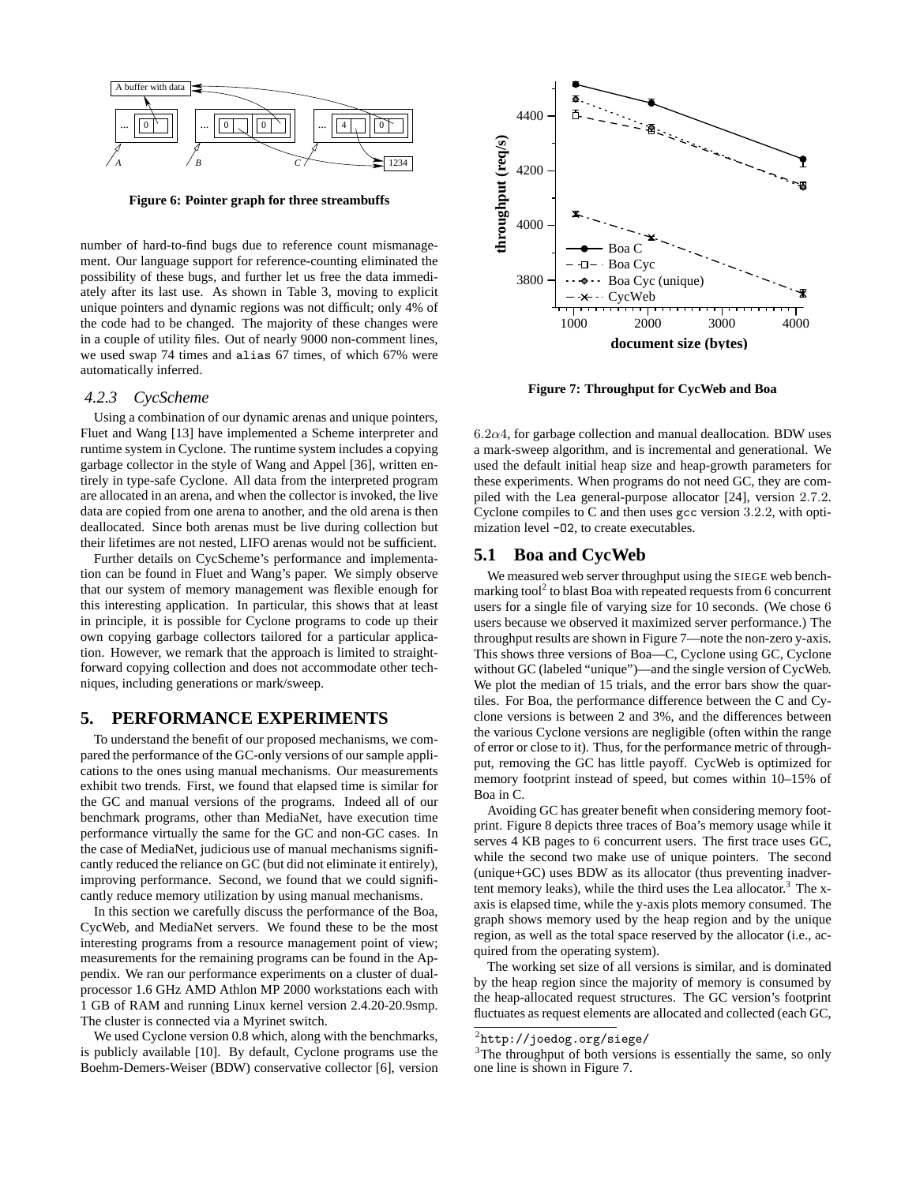Figure 6: Pointer graph for three streambuffs

number of hard-to-find bugs due to reference count mismanagement. Our language support for reference-counting eliminated the possibility of these bugs, and further let us free the data immediately after its last use. As shown in Table 3, moving to explicit unique pointers and dynamic regions was not difficult; only 4% of the code had to be changed. The majority of these changes were in a couple of utility files. Out of nearly 9000 non-comment lines, we used swap 74 times and `alias` 67 times, of which 67% were automatically inferred.

### 4.2.3 CycScheme

Using a combination of our dynamic arenas and unique pointers, Fluet and Wang [13] have implemented a Scheme interpreter and runtime system in Cyclone. The runtime system includes a copying garbage collector in the style of Wang and Appel [36], written entirely in type-safe Cyclone. All data from the interpreted program are allocated in an arena, and when the collector is invoked, the live data are copied from one arena to another, and the old arena is then deallocated. Since both arenas must be live during collection but their lifetimes are not nested, LIFO arenas would not be sufficient.

Further details on CycScheme's performance and implementation can be found in Fluet and Wang's paper. We simply observe that our system of memory management was flexible enough for this interesting application. In particular, this shows that at least in principle, it is possible for Cyclone programs to code up their own copying garbage collectors tailored for a particular application. However, we remark that the approach is limited to straightforward copying collection and does not accommodate other techniques, including generations or mark/sweep.

## 5. PERFORMANCE EXPERIMENTS

To understand the benefit of our proposed mechanisms, we compared the performance of the GC-only versions of our sample applications to the ones using manual mechanisms. Our measurements exhibit two trends. First, we found that elapsed time is similar for the GC and manual versions of the programs. Indeed all of our benchmark programs, other than MediaNet, have execution time performance virtually the same for the GC and non-GC cases. In the case of MediaNet, judicious use of manual mechanisms significantly reduced the reliance on GC (but did not eliminate it entirely), improving performance. Second, we found that we could significantly reduce memory utilization by using manual mechanisms.

In this section we carefully discuss the performance of the Boa, CycWeb, and MediaNet servers. We found these to be the most interesting programs from a resource management point of view; measurements for the remaining programs can be found in the Appendix. We ran our performance experiments on a cluster of dual-processor 1.6 GHz AMD Athlon MP 2000 workstations each with 1 GB of RAM and running Linux kernel version 2.4.20-20.9smp. The cluster is connected via a Myrinet switch.

We used Cyclone version 0.8 which, along with the benchmarks, is publicly available [10]. By default, Cyclone programs use the Boehm-Demers-Weiser (BDW) conservative collector [6], version $6.2\alpha4$, for garbage collection and manual deallocation. BDW uses a mark-sweep algorithm, and is incremental and generational. We used the default initial heap size and heap-growth parameters for these experiments. When programs do not need GC, they are compiled with the Lea general-purpose allocator [24], version 2.7.2. Cyclone compiles to C and then uses `gcc` version 3.2.2, with optimization level `-O2`, to create executables.

Figure 7: Throughput for CycWeb and Boa

## 5.1 Boa and CycWeb

We measured web server throughput using the SIEGE web benchmarking tool[2] to blast Boa with repeated requests from 6 concurrent users for a single file of varying size for 10 seconds. (We chose 6 users because we observed it maximized server performance.) The throughput results are shown in Figure 7—note the non-zero y-axis. This shows three versions of Boa—C, Cyclone using GC, Cyclone without GC (labeled "unique")—and the single version of CycWeb. We plot the median of 15 trials, and the error bars show the quartiles. For Boa, the performance difference between the C and Cyclone versions is between 2 and 3%, and the differences between the various Cyclone versions are negligible (often within the range of error or close to it). Thus, for the performance metric of throughput, removing the GC has little payoff. CycWeb is optimized for memory footprint instead of speed, but comes within 10–15% of Boa in C.

Avoiding GC has greater benefit when considering memory footprint. Figure 8 depicts three traces of Boa's memory usage while it serves 4 KB pages to 6 concurrent users. The first trace uses GC, while the second two make use of unique pointers. The second (unique+GC) uses BDW as its allocator (thus preventing inadvertent memory leaks), while the third uses the Lea allocator.[3] The x-axis is elapsed time, while the y-axis plots memory consumed. The graph shows memory used by the heap region and by the unique region, as well as the total space reserved by the allocator (i.e., acquired from the operating system).

The working set size of all versions is similar, and is dominated by the heap region since the majority of memory is consumed by the heap-allocated request structures. The GC version's footprint fluctuates as request elements are allocated and collected (each GC,

[2] http://joedog.org/siege/

[3] The throughput of both versions is essentially the same, so only one line is shown in Figure 7.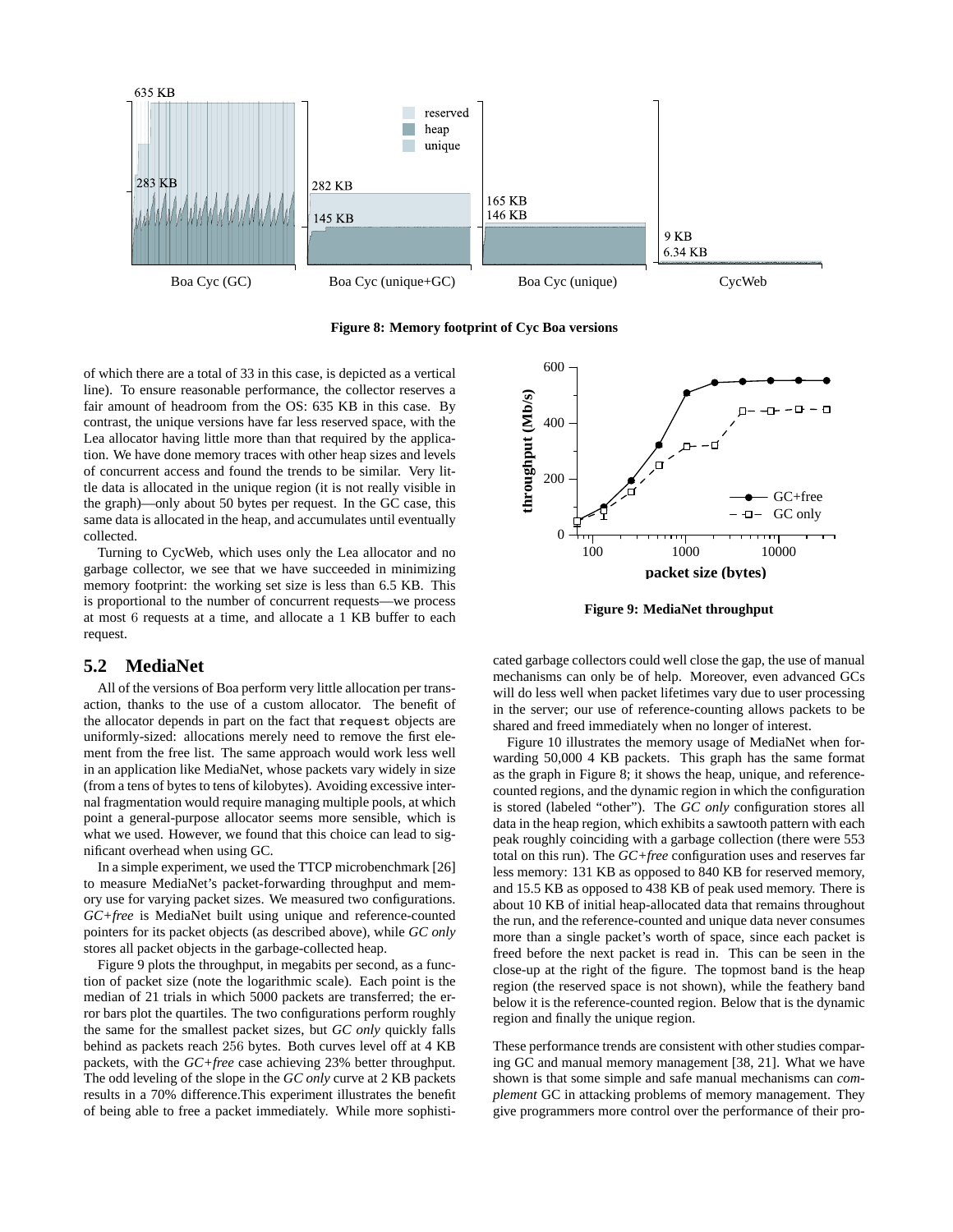**Figure 8: Memory footprint of Cyc Boa versions**

of which there are a total of 33 in this case, is depicted as a vertical line). To ensure reasonable performance, the collector reserves a fair amount of headroom from the OS: 635 KB in this case. By contrast, the unique versions have far less reserved space, with the Lea allocator having little more than that required by the application. We have done memory traces with other heap sizes and levels of concurrent access and found the trends to be similar. Very little data is allocated in the unique region (it is not really visible in the graph)—only about 50 bytes per request. In the GC case, this same data is allocated in the heap, and accumulates until eventually collected.

Turning to CycWeb, which uses only the Lea allocator and no garbage collector, we see that we have succeeded in minimizing memory footprint: the working set size is less than 6.5 KB. This is proportional to the number of concurrent requests—we process at most 6 requests at a time, and allocate a 1 KB buffer to each request.

## 5.2 MediaNet

All of the versions of Boa perform very little allocation per transaction, thanks to the use of a custom allocator. The benefit of the allocator depends in part on the fact that `request` objects are uniformly-sized: allocations merely need to remove the first element from the free list. The same approach would work less well in an application like MediaNet, whose packets vary widely in size (from a tens of bytes to tens of kilobytes). Avoiding excessive internal fragmentation would require managing multiple pools, at which point a general-purpose allocator seems more sensible, which is what we used. However, we found that this choice can lead to significant overhead when using GC.

In a simple experiment, we used the TTCP microbenchmark [26] to measure MediaNet's packet-forwarding throughput and memory use for varying packet sizes. We measured two configurations. *GC+free* is MediaNet built using unique and reference-counted pointers for its packet objects (as described above), while *GC only* stores all packet objects in the garbage-collected heap.

Figure 9 plots the throughput, in megabits per second, as a function of packet size (note the logarithmic scale). Each point is the median of 21 trials in which 5000 packets are transferred; the error bars plot the quartiles. The two configurations perform roughly the same for the smallest packet sizes, but *GC only* quickly falls behind as packets reach 256 bytes. Both curves level off at 4 KB packets, with the *GC+free* case achieving 23% better throughput. The odd leveling of the slope in the *GC only* curve at 2 KB packets results in a 70% difference.This experiment illustrates the benefit of being able to free a packet immediately. While more sophisticated garbage collectors could well close the gap, the use of manual mechanisms can only be of help. Moreover, even advanced GCs will do less well when packet lifetimes vary due to user processing in the server; our use of reference-counting allows packets to be shared and freed immediately when no longer of interest.

**Figure 9: MediaNet throughput**

Figure 10 illustrates the memory usage of MediaNet when forwarding 50,000 4 KB packets. This graph has the same format as the graph in Figure 8; it shows the heap, unique, and reference-counted regions, and the dynamic region in which the configuration is stored (labeled "other"). The *GC only* configuration stores all data in the heap region, which exhibits a sawtooth pattern with each peak roughly coinciding with a garbage collection (there were 553 total on this run). The *GC+free* configuration uses and reserves far less memory: 131 KB as opposed to 840 KB for reserved memory, and 15.5 KB as opposed to 438 KB of peak used memory. There is about 10 KB of initial heap-allocated data that remains throughout the run, and the reference-counted and unique data never consumes more than a single packet's worth of space, since each packet is freed before the next packet is read in. This can be seen in the close-up at the right of the figure. The topmost band is the heap region (the reserved space is not shown), while the feathery band below it is the reference-counted region. Below that is the dynamic region and finally the unique region.

These performance trends are consistent with other studies comparing GC and manual memory management [38, 21]. What we have shown is that some simple and safe manual mechanisms can *complement* GC in attacking problems of memory management. They give programmers more control over the performance of their pro-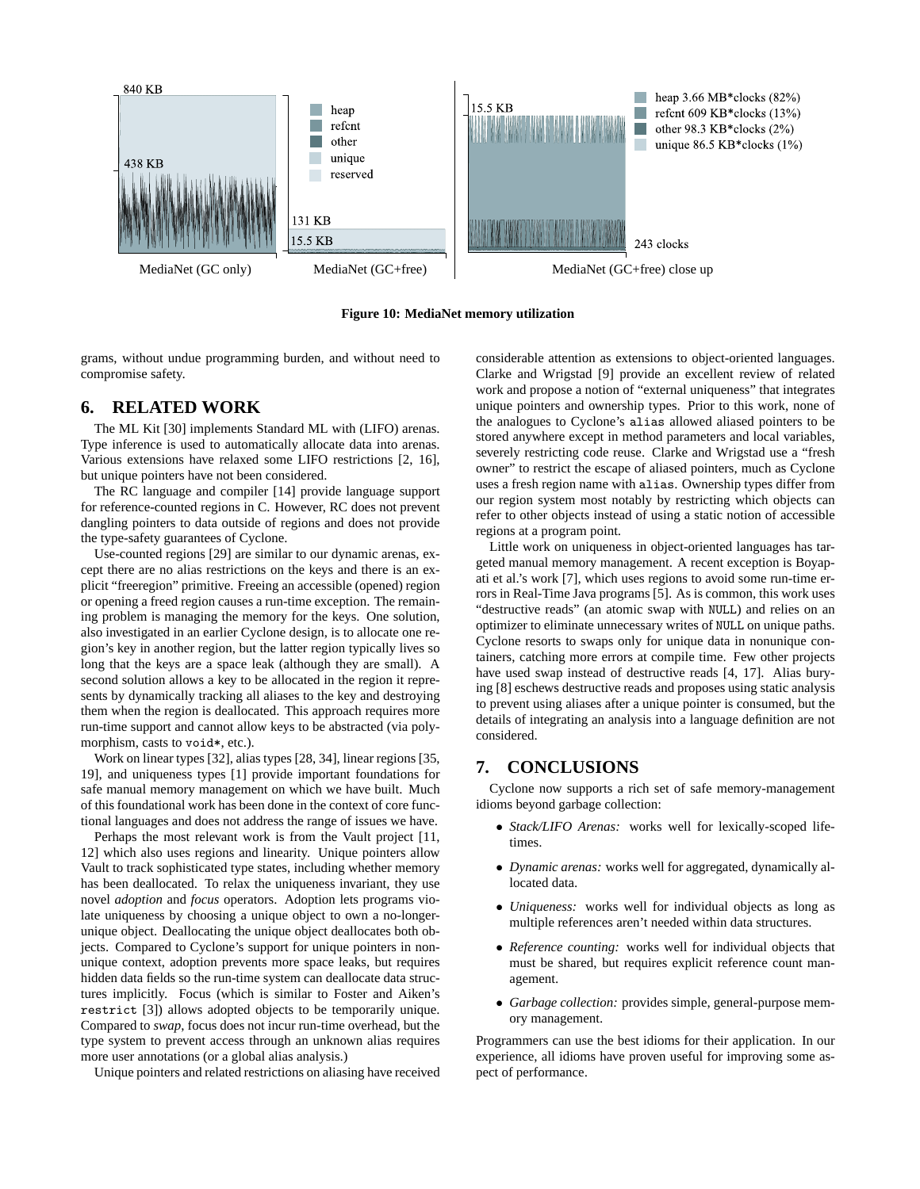**Figure 10: MediaNet memory utilization**

grams, without undue programming burden, and without need to compromise safety.

## 6. RELATED WORK

The ML Kit [30] implements Standard ML with (LIFO) arenas. Type inference is used to automatically allocate data into arenas. Various extensions have relaxed some LIFO restrictions [2, 16], but unique pointers have not been considered.

The RC language and compiler [14] provide language support for reference-counted regions in C. However, RC does not prevent dangling pointers to data outside of regions and does not provide the type-safety guarantees of Cyclone.

Use-counted regions [29] are similar to our dynamic arenas, except there are no alias restrictions on the keys and there is an explicit "freeregion" primitive. Freeing an accessible (opened) region or opening a freed region causes a run-time exception. The remaining problem is managing the memory for the keys. One solution, also investigated in an earlier Cyclone design, is to allocate one region's key in another region, but the latter region typically lives so long that the keys are a space leak (although they are small). A second solution allows a key to be allocated in the region it represents by dynamically tracking all aliases to the key and destroying them when the region is deallocated. This approach requires more run-time support and cannot allow keys to be abstracted (via polymorphism, casts to `void*`, etc.).

Work on linear types [32], alias types [28, 34], linear regions [35, 19], and uniqueness types [1] provide important foundations for safe manual memory management on which we have built. Much of this foundational work has been done in the context of core functional languages and does not address the range of issues we have.

Perhaps the most relevant work is from the Vault project [11, 12] which also uses regions and linearity. Unique pointers allow Vault to track sophisticated type states, including whether memory has been deallocated. To relax the uniqueness invariant, they use novel *adoption* and *focus* operators. Adoption lets programs violate uniqueness by choosing a unique object to own a no-longer-unique object. Deallocating the unique object deallocates both objects. Compared to Cyclone's support for unique pointers in non-unique context, adoption prevents more space leaks, but requires hidden data fields so the run-time system can deallocate data structures implicitly. Focus (which is similar to Foster and Aiken's `restrict` [3]) allows adopted objects to be temporarily unique. Compared to *swap*, focus does not incur run-time overhead, but the type system to prevent access through an unknown alias requires more user annotations (or a global alias analysis.)

Unique pointers and related restrictions on aliasing have received considerable attention as extensions to object-oriented languages. Clarke and Wrigstad [9] provide an excellent review of related work and propose a notion of "external uniqueness" that integrates unique pointers and ownership types. Prior to this work, none of the analogues to Cyclone's `alias` allowed aliased pointers to be stored anywhere except in method parameters and local variables, severely restricting code reuse. Clarke and Wrigstad use a "fresh owner" to restrict the escape of aliased pointers, much as Cyclone uses a fresh region name with `alias`. Ownership types differ from our region system most notably by restricting which objects can refer to other objects instead of using a static notion of accessible regions at a program point.

Little work on uniqueness in object-oriented languages has targeted manual memory management. A recent exception is Boyapati et al.'s work [7], which uses regions to avoid some run-time errors in Real-Time Java programs [5]. As is common, this work uses "destructive reads" (an atomic swap with `NULL`) and relies on an optimizer to eliminate unnecessary writes of `NULL` on unique paths. Cyclone resorts to swaps only for unique data in nonunique containers, catching more errors at compile time. Few other projects have used swap instead of destructive reads [4, 17]. Alias burying [8] eschews destructive reads and proposes using static analysis to prevent using aliases after a unique pointer is consumed, but the details of integrating an analysis into a language definition are not considered.

## 7. CONCLUSIONS

Cyclone now supports a rich set of safe memory-management idioms beyond garbage collection:

- *Stack/LIFO Arenas:* works well for lexically-scoped lifetimes.
- *Dynamic arenas:* works well for aggregated, dynamically allocated data.
- *Uniqueness:* works well for individual objects as long as multiple references aren't needed within data structures.
- *Reference counting:* works well for individual objects that must be shared, but requires explicit reference count management.
- *Garbage collection:* provides simple, general-purpose memory management.

Programmers can use the best idioms for their application. In our experience, all idioms have proven useful for improving some aspect of performance.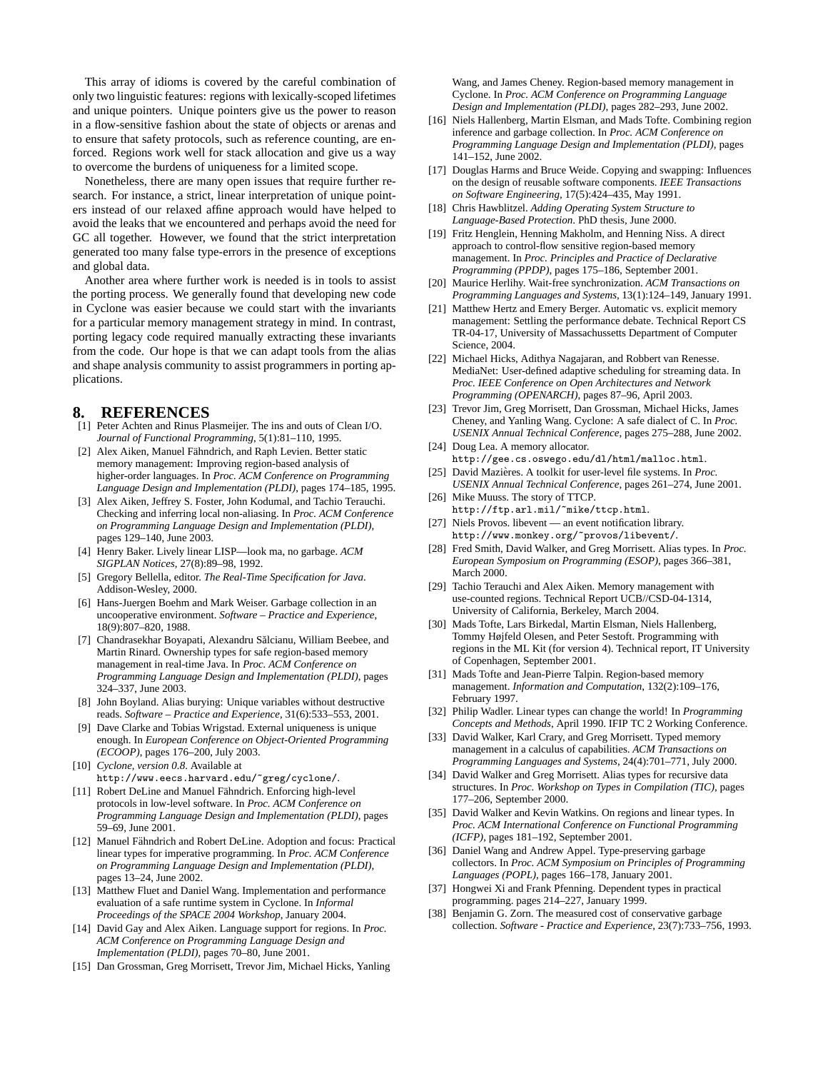This array of idioms is covered by the careful combination of only two linguistic features: regions with lexically-scoped lifetimes and unique pointers. Unique pointers give us the power to reason in a flow-sensitive fashion about the state of objects or arenas and to ensure that safety protocols, such as reference counting, are enforced. Regions work well for stack allocation and give us a way to overcome the burdens of uniqueness for a limited scope.

Nonetheless, there are many open issues that require further research. For instance, a strict, linear interpretation of unique pointers instead of our relaxed affine approach would have helped to avoid the leaks that we encountered and perhaps avoid the need for GC all together. However, we found that the strict interpretation generated too many false type-errors in the presence of exceptions and global data.

Another area where further work is needed is in tools to assist the porting process. We generally found that developing new code in Cyclone was easier because we could start with the invariants for a particular memory management strategy in mind. In contrast, porting legacy code required manually extracting these invariants from the code. Our hope is that we can adapt tools from the alias and shape analysis community to assist programmers in porting applications.

## 8. REFERENCES

[1] Peter Achten and Rinus Plasmeijer. The ins and outs of Clean I/O. *Journal of Functional Programming*, 5(1):81–110, 1995.

[2] Alex Aiken, Manuel Fähndrich, and Raph Levien. Better static memory management: Improving region-based analysis of higher-order languages. In *Proc. ACM Conference on Programming Language Design and Implementation (PLDI)*, pages 174–185, 1995.

[3] Alex Aiken, Jeffrey S. Foster, John Kodumal, and Tachio Terauchi. Checking and inferring local non-aliasing. In *Proc. ACM Conference on Programming Language Design and Implementation (PLDI)*, pages 129–140, June 2003.

[4] Henry Baker. Lively linear LISP—look ma, no garbage. *ACM SIGPLAN Notices*, 27(8):89–98, 1992.

[5] Gregory Bellella, editor. *The Real-Time Specification for Java*. Addison-Wesley, 2000.

[6] Hans-Juergen Boehm and Mark Weiser. Garbage collection in an uncooperative environment. *Software – Practice and Experience*, 18(9):807–820, 1988.

[7] Chandrasekhar Boyapati, Alexandru Sălcianu, William Beebee, and Martin Rinard. Ownership types for safe region-based memory management in real-time Java. In *Proc. ACM Conference on Programming Language Design and Implementation (PLDI)*, pages 324–337, June 2003.

[8] John Boyland. Alias burying: Unique variables without destructive reads. *Software – Practice and Experience*, 31(6):533–553, 2001.

[9] Dave Clarke and Tobias Wrigstad. External uniqueness is unique enough. In *European Conference on Object-Oriented Programming (ECOOP)*, pages 176–200, July 2003.

[10] *Cyclone, version 0.8*. Available at `http://www.eecs.harvard.edu/~greg/cyclone/`.

[11] Robert DeLine and Manuel Fähndrich. Enforcing high-level protocols in low-level software. In *Proc. ACM Conference on Programming Language Design and Implementation (PLDI)*, pages 59–69, June 2001.

[12] Manuel Fähndrich and Robert DeLine. Adoption and focus: Practical linear types for imperative programming. In *Proc. ACM Conference on Programming Language Design and Implementation (PLDI)*, pages 13–24, June 2002.

[13] Matthew Fluet and Daniel Wang. Implementation and performance evaluation of a safe runtime system in Cyclone. In *Informal Proceedings of the SPACE 2004 Workshop*, January 2004.

[14] David Gay and Alex Aiken. Language support for regions. In *Proc. ACM Conference on Programming Language Design and Implementation (PLDI)*, pages 70–80, June 2001.

[15] Dan Grossman, Greg Morrisett, Trevor Jim, Michael Hicks, Yanling Wang, and James Cheney. Region-based memory management in Cyclone. In *Proc. ACM Conference on Programming Language Design and Implementation (PLDI)*, pages 282–293, June 2002.

[16] Niels Hallenberg, Martin Elsman, and Mads Tofte. Combining region inference and garbage collection. In *Proc. ACM Conference on Programming Language Design and Implementation (PLDI)*, pages 141–152, June 2002.

[17] Douglas Harms and Bruce Weide. Copying and swapping: Influences on the design of reusable software components. *IEEE Transactions on Software Engineering*, 17(5):424–435, May 1991.

[18] Chris Hawblitzel. *Adding Operating System Structure to Language-Based Protection*. PhD thesis, June 2000.

[19] Fritz Henglein, Henning Makholm, and Henning Niss. A direct approach to control-flow sensitive region-based memory management. In *Proc. Principles and Practice of Declarative Programming (PPDP)*, pages 175–186, September 2001.

[20] Maurice Herlihy. Wait-free synchronization. *ACM Transactions on Programming Languages and Systems*, 13(1):124–149, January 1991.

[21] Matthew Hertz and Emery Berger. Automatic vs. explicit memory management: Settling the performance debate. Technical Report CS TR-04-17, University of Massachussetts Department of Computer Science, 2004.

[22] Michael Hicks, Adithya Nagajaran, and Robbert van Renesse. MediaNet: User-defined adaptive scheduling for streaming data. In *Proc. IEEE Conference on Open Architectures and Network Programming (OPENARCH)*, pages 87–96, April 2003.

[23] Trevor Jim, Greg Morrisett, Dan Grossman, Michael Hicks, James Cheney, and Yanling Wang. Cyclone: A safe dialect of C. In *Proc. USENIX Annual Technical Conference*, pages 275–288, June 2002.

[24] Doug Lea. A memory allocator. `http://gee.cs.oswego.edu/dl/html/malloc.html`.

[25] David Mazières. A toolkit for user-level file systems. In *Proc. USENIX Annual Technical Conference*, pages 261–274, June 2001.

[26] Mike Muuss. The story of TTCP. `http://ftp.arl.mil/~mike/ttcp.html`.

[27] Niels Provos. libevent — an event notification library. `http://www.monkey.org/~provos/libevent/`.

[28] Fred Smith, David Walker, and Greg Morrisett. Alias types. In *Proc. European Symposium on Programming (ESOP)*, pages 366–381, March 2000.

[29] Tachio Terauchi and Alex Aiken. Memory management with use-counted regions. Technical Report UCB//CSD-04-1314, University of California, Berkeley, March 2004.

[30] Mads Tofte, Lars Birkedal, Martin Elsman, Niels Hallenberg, Tommy Højfeld Olesen, and Peter Sestoft. Programming with regions in the ML Kit (for version 4). Technical report, IT University of Copenhagen, September 2001.

[31] Mads Tofte and Jean-Pierre Talpin. Region-based memory management. *Information and Computation*, 132(2):109–176, February 1997.

[32] Philip Wadler. Linear types can change the world! In *Programming Concepts and Methods*, April 1990. IFIP TC 2 Working Conference.

[33] David Walker, Karl Crary, and Greg Morrisett. Typed memory management in a calculus of capabilities. *ACM Transactions on Programming Languages and Systems*, 24(4):701–771, July 2000.

[34] David Walker and Greg Morrisett. Alias types for recursive data structures. In *Proc. Workshop on Types in Compilation (TIC)*, pages 177–206, September 2000.

[35] David Walker and Kevin Watkins. On regions and linear types. In *Proc. ACM International Conference on Functional Programming (ICFP)*, pages 181–192, September 2001.

[36] Daniel Wang and Andrew Appel. Type-preserving garbage collectors. In *Proc. ACM Symposium on Principles of Programming Languages (POPL)*, pages 166–178, January 2001.

[37] Hongwei Xi and Frank Pfenning. Dependent types in practical programming. pages 214–227, January 1999.

[38] Benjamin G. Zorn. The measured cost of conservative garbage collection. *Software - Practice and Experience*, 23(7):733–756, 1993.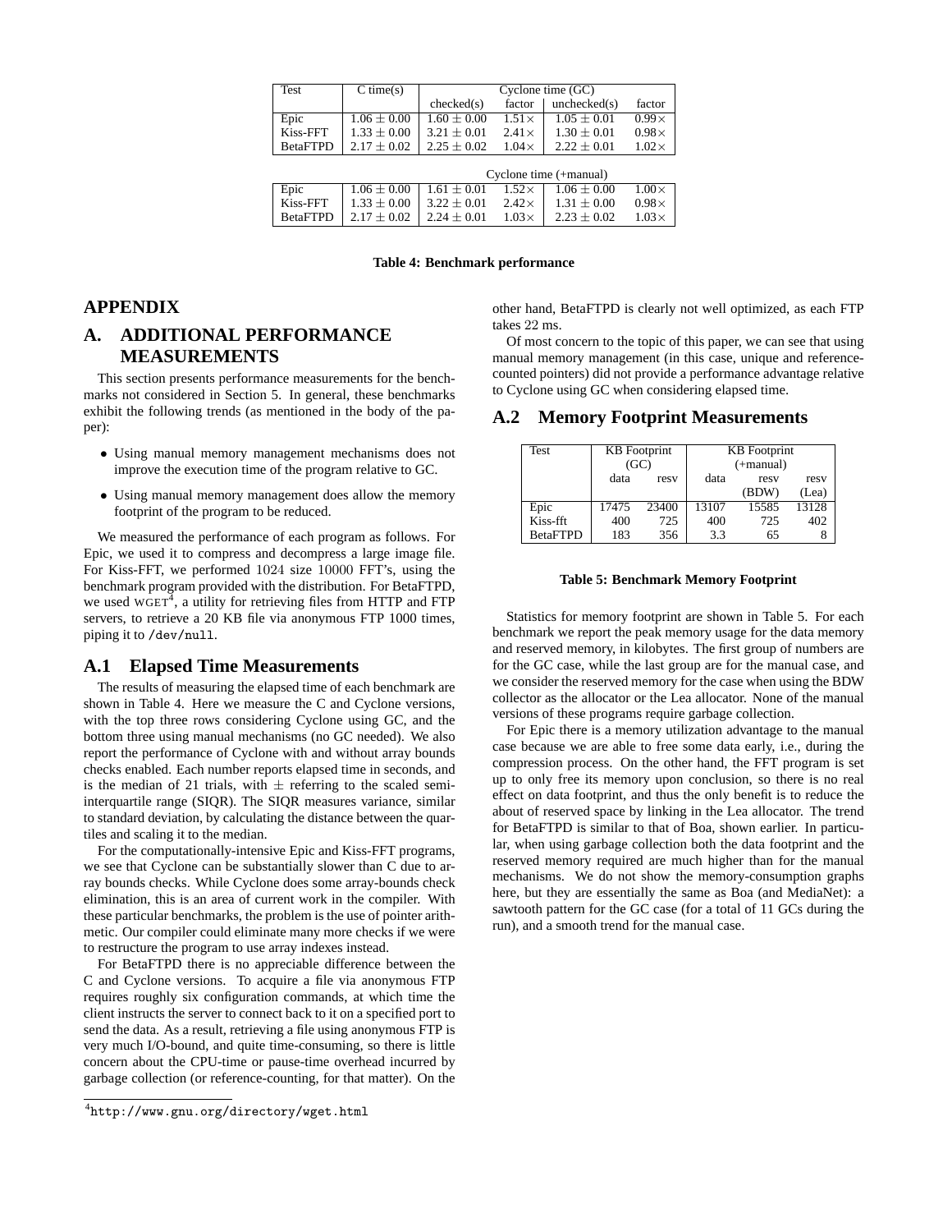| Test | C time(s) | Cyclone time (GC) | | | |
|---|---|---|---|---|---|
| | | checked(s) | factor | unchecked(s) | factor |
| Epic | $1.06 \pm 0.00$ | $1.60 \pm 0.00$ | $1.51\times$ | $1.05 \pm 0.01$ | $0.99\times$ |
| Kiss-FFT | $1.33 \pm 0.00$ | $3.21 \pm 0.01$ | $2.41\times$ | $1.30 \pm 0.01$ | $0.98\times$ |
| BetaFTPD | $2.17 \pm 0.02$ | $2.25 \pm 0.02$ | $1.04\times$ | $2.22 \pm 0.01$ | $1.02\times$ |
| | | Cyclone time (+manual) | | | |
| Epic | $1.06 \pm 0.00$ | $1.61 \pm 0.01$ | $1.52\times$ | $1.06 \pm 0.00$ | $1.00\times$ |
| Kiss-FFT | $1.33 \pm 0.00$ | $3.22 \pm 0.01$ | $2.42\times$ | $1.31 \pm 0.00$ | $0.98\times$ |
| BetaFTPD | $2.17 \pm 0.02$ | $2.24 \pm 0.01$ | $1.03\times$ | $2.23 \pm 0.02$ | $1.03\times$ |

**Table 4: Benchmark performance**

# APPENDIX

# A. ADDITIONAL PERFORMANCE MEASUREMENTS

This section presents performance measurements for the benchmarks not considered in Section 5. In general, these benchmarks exhibit the following trends (as mentioned in the body of the paper):

- Using manual memory management mechanisms does not improve the execution time of the program relative to GC.
- Using manual memory management does allow the memory footprint of the program to be reduced.

We measured the performance of each program as follows. For Epic, we used it to compress and decompress a large image file. For Kiss-FFT, we performed 1024 size 10000 FFT's, using the benchmark program provided with the distribution. For BetaFTPD, we used WGET[4], a utility for retrieving files from HTTP and FTP servers, to retrieve a 20 KB file via anonymous FTP 1000 times, piping it to `/dev/null`.

## A.1 Elapsed Time Measurements

The results of measuring the elapsed time of each benchmark are shown in Table 4. Here we measure the C and Cyclone versions, with the top three rows considering Cyclone using GC, and the bottom three using manual mechanisms (no GC needed). We also report the performance of Cyclone with and without array bounds checks enabled. Each number reports elapsed time in seconds, and is the median of 21 trials, with $\pm$ referring to the scaled semi-interquartile range (SIQR). The SIQR measures variance, similar to standard deviation, by calculating the distance between the quartiles and scaling it to the median.

For the computationally-intensive Epic and Kiss-FFT programs, we see that Cyclone can be substantially slower than C due to array bounds checks. While Cyclone does some array-bounds check elimination, this is an area of current work in the compiler. With these particular benchmarks, the problem is the use of pointer arithmetic. Our compiler could eliminate many more checks if we were to restructure the program to use array indexes instead.

For BetaFTPD there is no appreciable difference between the C and Cyclone versions. To acquire a file via anonymous FTP requires roughly six configuration commands, at which time the client instructs the server to connect back to it on a specified port to send the data. As a result, retrieving a file using anonymous FTP is very much I/O-bound, and quite time-consuming, so there is little concern about the CPU-time or pause-time overhead incurred by garbage collection (or reference-counting, for that matter). On the other hand, BetaFTPD is clearly not well optimized, as each FTP takes 22 ms.

Of most concern to the topic of this paper, we can see that using manual memory management (in this case, unique and reference-counted pointers) did not provide a performance advantage relative to Cyclone using GC when considering elapsed time.

## A.2 Memory Footprint Measurements

| Test | KB Footprint (GC) | | KB Footprint (+manual) | | |
|---|---|---|---|---|---|
| | data | resv | data | resv (BDW) | resv (Lea) |
| Epic | 17475 | 23400 | 13107 | 15585 | 13128 |
| Kiss-fft | 400 | 725 | 400 | 725 | 402 |
| BetaFTPD | 183 | 356 | 3.3 | 65 | 8 |

**Table 5: Benchmark Memory Footprint**

Statistics for memory footprint are shown in Table 5. For each benchmark we report the peak memory usage for the data memory and reserved memory, in kilobytes. The first group of numbers are for the GC case, while the last group are for the manual case, and we consider the reserved memory for the case when using the BDW collector as the allocator or the Lea allocator. None of the manual versions of these programs require garbage collection.

For Epic there is a memory utilization advantage to the manual case because we are able to free some data early, i.e., during the compression process. On the other hand, the FFT program is set up to only free its memory upon conclusion, so there is no real effect on data footprint, and thus the only benefit is to reduce the about of reserved space by linking in the Lea allocator. The trend for BetaFTPD is similar to that of Boa, shown earlier. In particular, when using garbage collection both the data footprint and the reserved memory required are much higher than for the manual mechanisms. We do not show the memory-consumption graphs here, but they are essentially the same as Boa (and MediaNet): a sawtooth pattern for the GC case (for a total of 11 GCs during the run), and a smooth trend for the manual case.

[4] `http://www.gnu.org/directory/wget.html`